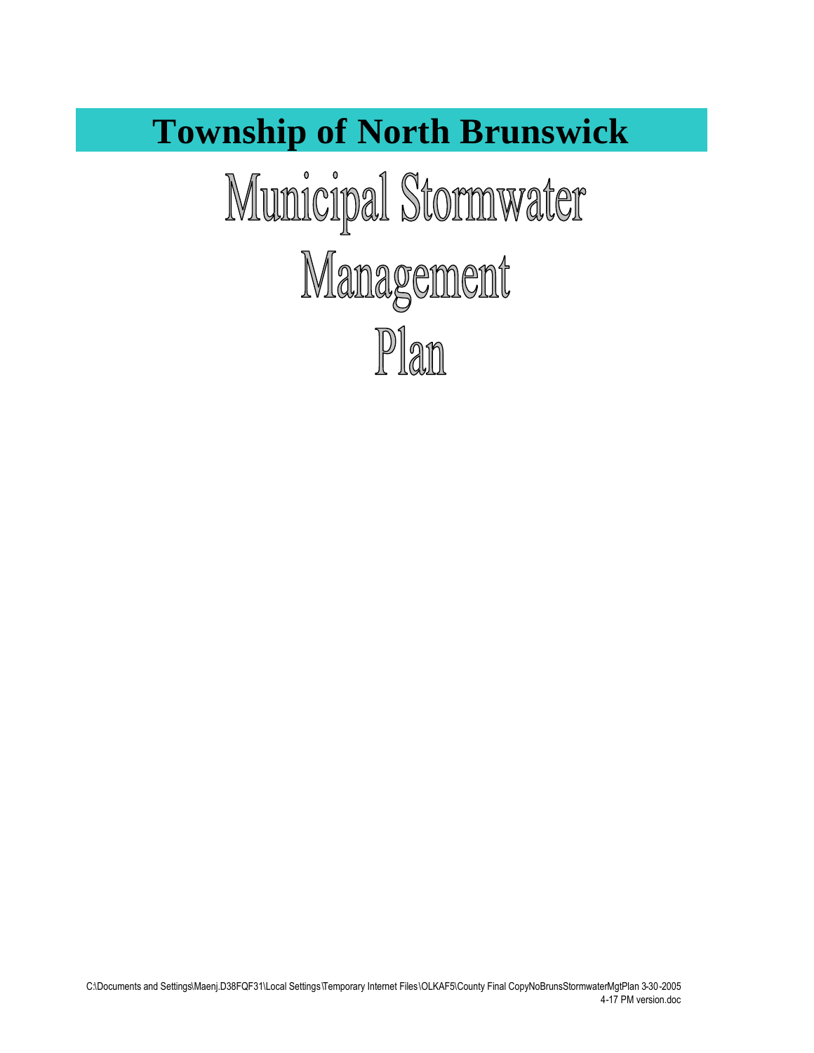# Township of North Brunswick

# Municipal Stormwater Management Plan

C:\Documents and Settings\Maenj.D38FQF31\Local Settings\Temporary Internet Files\OLKAF5\County Final CopyNoBrunsStormwaterMgtPlan 3-30-2005 4-17 PM version.doc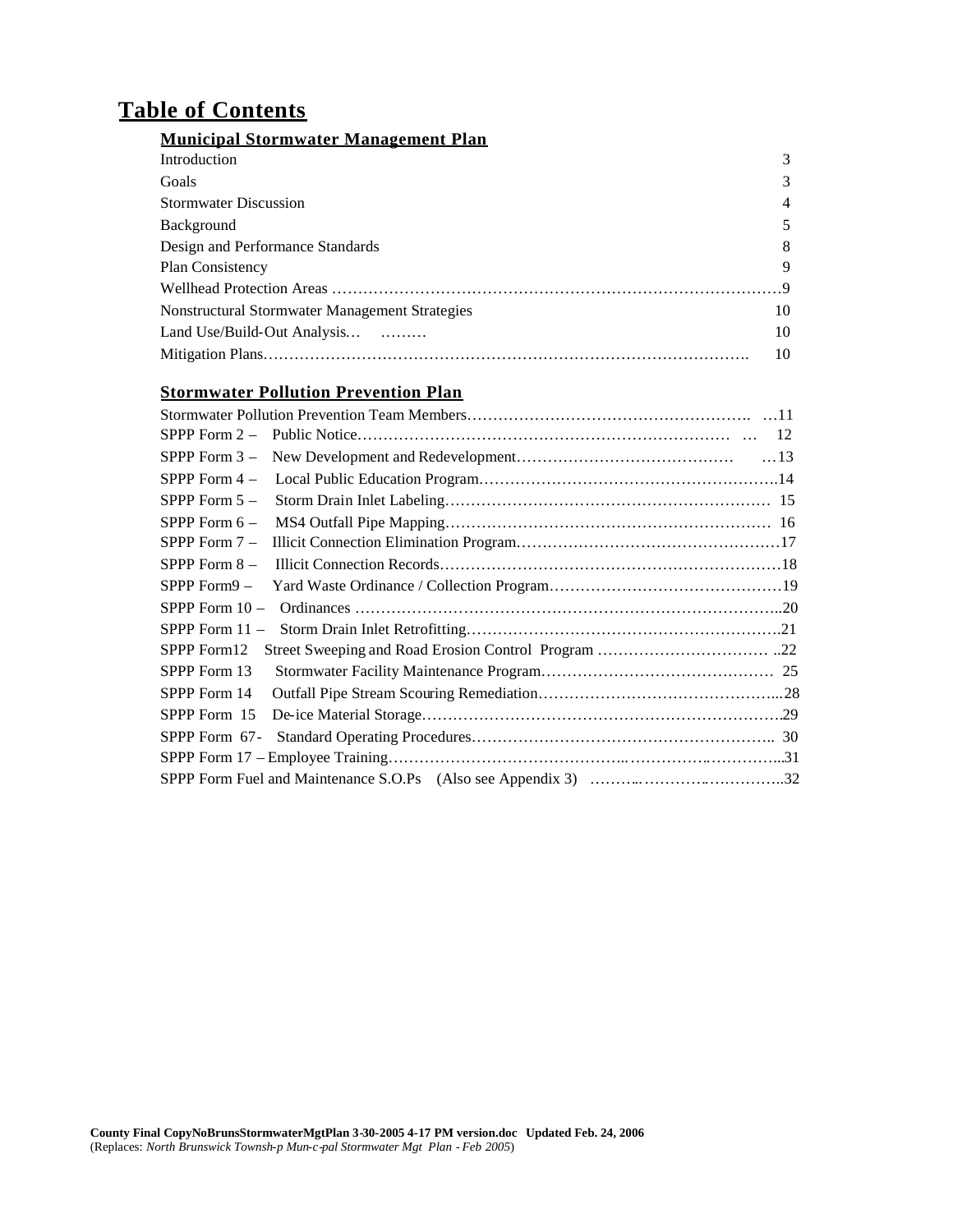# Table of Contents

## Municipal Stormwater Management Plan

| | |
|---|---|
| Introduction | 3 |
| Goals | 3 |
| Stormwater Discussion | 4 |
| Background | 5 |
| Design and Performance Standards | 8 |
| Plan Consistency | 9 |
| Wellhead Protection Areas | 9 |
| Nonstructural Stormwater Management Strategies | 10 |
| Land Use/Build-Out Analysis | 10 |
| Mitigation Plans | 10 |

## Stormwater Pollution Prevention Plan

| | |
|---|---|
| Stormwater Pollution Prevention Team Members | 11 |
| SPPP Form 2 – Public Notice | 12 |
| SPPP Form 3 – New Development and Redevelopment | 13 |
| SPPP Form 4 – Local Public Education Program | 14 |
| SPPP Form 5 – Storm Drain Inlet Labeling | 15 |
| SPPP Form 6 – MS4 Outfall Pipe Mapping | 16 |
| SPPP Form 7 – Illicit Connection Elimination Program | 17 |
| SPPP Form 8 – Illicit Connection Records | 18 |
| SPPP Form9 – Yard Waste Ordinance / Collection Program | 19 |
| SPPP Form 10 – Ordinances | 20 |
| SPPP Form 11 – Storm Drain Inlet Retrofitting | 21 |
| SPPP Form12 Street Sweeping and Road Erosion Control Program | 22 |
| SPPP Form 13 Stormwater Facility Maintenance Program | 25 |
| SPPP Form 14 Outfall Pipe Stream Scouring Remediation | 28 |
| SPPP Form 15 De-ice Material Storage | 29 |
| SPPP Form 67- Standard Operating Procedures | 30 |
| SPPP Form 17 – Employee Training | 31 |
| SPPP Form Fuel and Maintenance S.O.Ps (Also see Appendix 3) | 32 |

**County Final CopyNoBrunsStormwaterMgtPlan 3-30-2005 4-17 PM version.doc Updated Feb. 24, 2006**
(Replaces: *North Brunswick Townsh-p Mun-c-pal Stormwater Mgt Plan - Feb 2005*)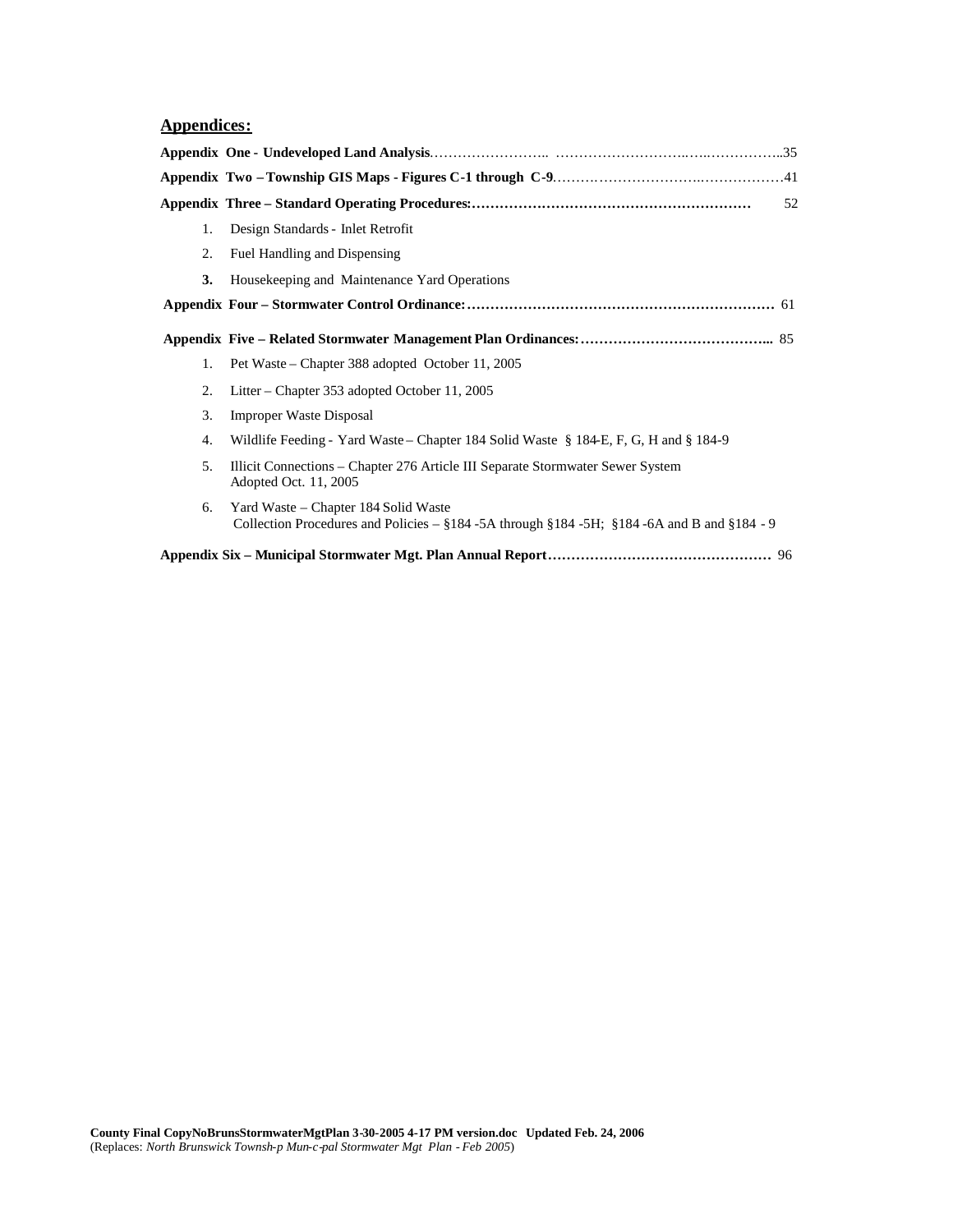## Appendices:

**Appendix One - Undeveloped Land Analysis**……………………. ………………………..…..……………..35

**Appendix Two – Township GIS Maps - Figures C-1 through C-9**……….………………….……………….41

**Appendix Three – Standard Operating Procedures:**…………………………………………………… 52

1. Design Standards - Inlet Retrofit
2. Fuel Handling and Dispensing
3. Housekeeping and Maintenance Yard Operations

**Appendix Four – Stormwater Control Ordinance:**………………………………………………………… 61

**Appendix Five – Related Stormwater Management Plan Ordinances:**…………………………………... 85

1. Pet Waste – Chapter 388 adopted October 11, 2005
2. Litter – Chapter 353 adopted October 11, 2005
3. Improper Waste Disposal
4. Wildlife Feeding - Yard Waste – Chapter 184 Solid Waste § 184-E, F, G, H and § 184-9
5. Illicit Connections – Chapter 276 Article III Separate Stormwater Sewer System Adopted Oct. 11, 2005
6. Yard Waste – Chapter 184 Solid Waste Collection Procedures and Policies – §184 -5A through §184 -5H; §184 -6A and B and §184 - 9

**Appendix Six – Municipal Stormwater Mgt. Plan Annual Report**……………………………………… 96

**County Final CopyNoBrunsStormwaterMgtPlan 3-30-2005 4-17 PM version.doc Updated Feb. 24, 2006**
(Replaces: *North Brunswick Townsh-p Mun-c-pal Stormwater Mgt Plan - Feb 2005*)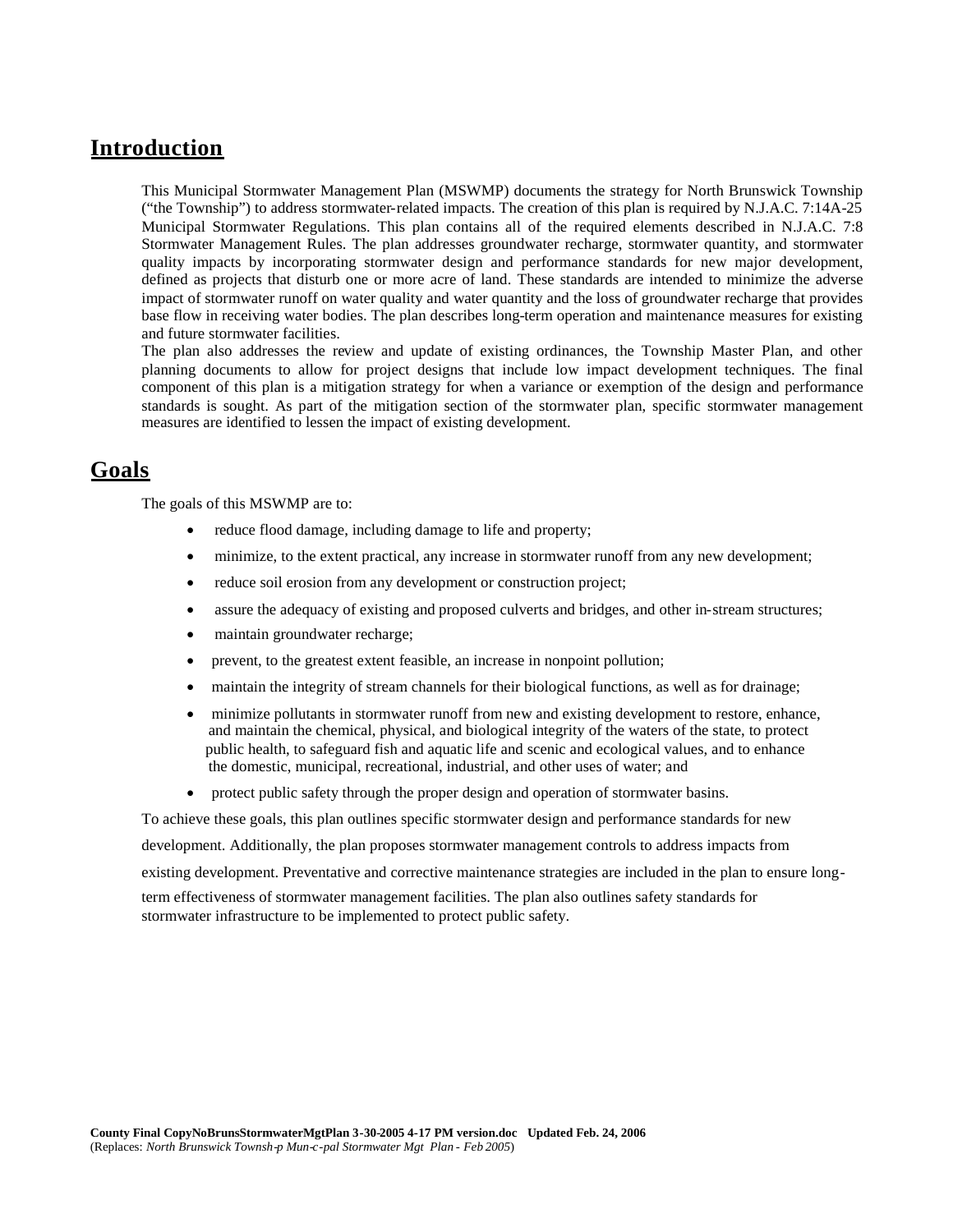## Introduction

This Municipal Stormwater Management Plan (MSWMP) documents the strategy for North Brunswick Township ("the Township") to address stormwater-related impacts. The creation of this plan is required by N.J.A.C. 7:14A-25 Municipal Stormwater Regulations. This plan contains all of the required elements described in N.J.A.C. 7:8 Stormwater Management Rules. The plan addresses groundwater recharge, stormwater quantity, and stormwater quality impacts by incorporating stormwater design and performance standards for new major development, defined as projects that disturb one or more acre of land. These standards are intended to minimize the adverse impact of stormwater runoff on water quality and water quantity and the loss of groundwater recharge that provides base flow in receiving water bodies. The plan describes long-term operation and maintenance measures for existing and future stormwater facilities.

The plan also addresses the review and update of existing ordinances, the Township Master Plan, and other planning documents to allow for project designs that include low impact development techniques. The final component of this plan is a mitigation strategy for when a variance or exemption of the design and performance standards is sought. As part of the mitigation section of the stormwater plan, specific stormwater management measures are identified to lessen the impact of existing development.

## Goals

The goals of this MSWMP are to:

- reduce flood damage, including damage to life and property;
- minimize, to the extent practical, any increase in stormwater runoff from any new development;
- reduce soil erosion from any development or construction project;
- assure the adequacy of existing and proposed culverts and bridges, and other in-stream structures;
- maintain groundwater recharge;
- prevent, to the greatest extent feasible, an increase in nonpoint pollution;
- maintain the integrity of stream channels for their biological functions, as well as for drainage;
- minimize pollutants in stormwater runoff from new and existing development to restore, enhance, and maintain the chemical, physical, and biological integrity of the waters of the state, to protect public health, to safeguard fish and aquatic life and scenic and ecological values, and to enhance the domestic, municipal, recreational, industrial, and other uses of water; and
- protect public safety through the proper design and operation of stormwater basins.

To achieve these goals, this plan outlines specific stormwater design and performance standards for new development. Additionally, the plan proposes stormwater management controls to address impacts from existing development. Preventative and corrective maintenance strategies are included in the plan to ensure long-term effectiveness of stormwater management facilities. The plan also outlines safety standards for stormwater infrastructure to be implemented to protect public safety.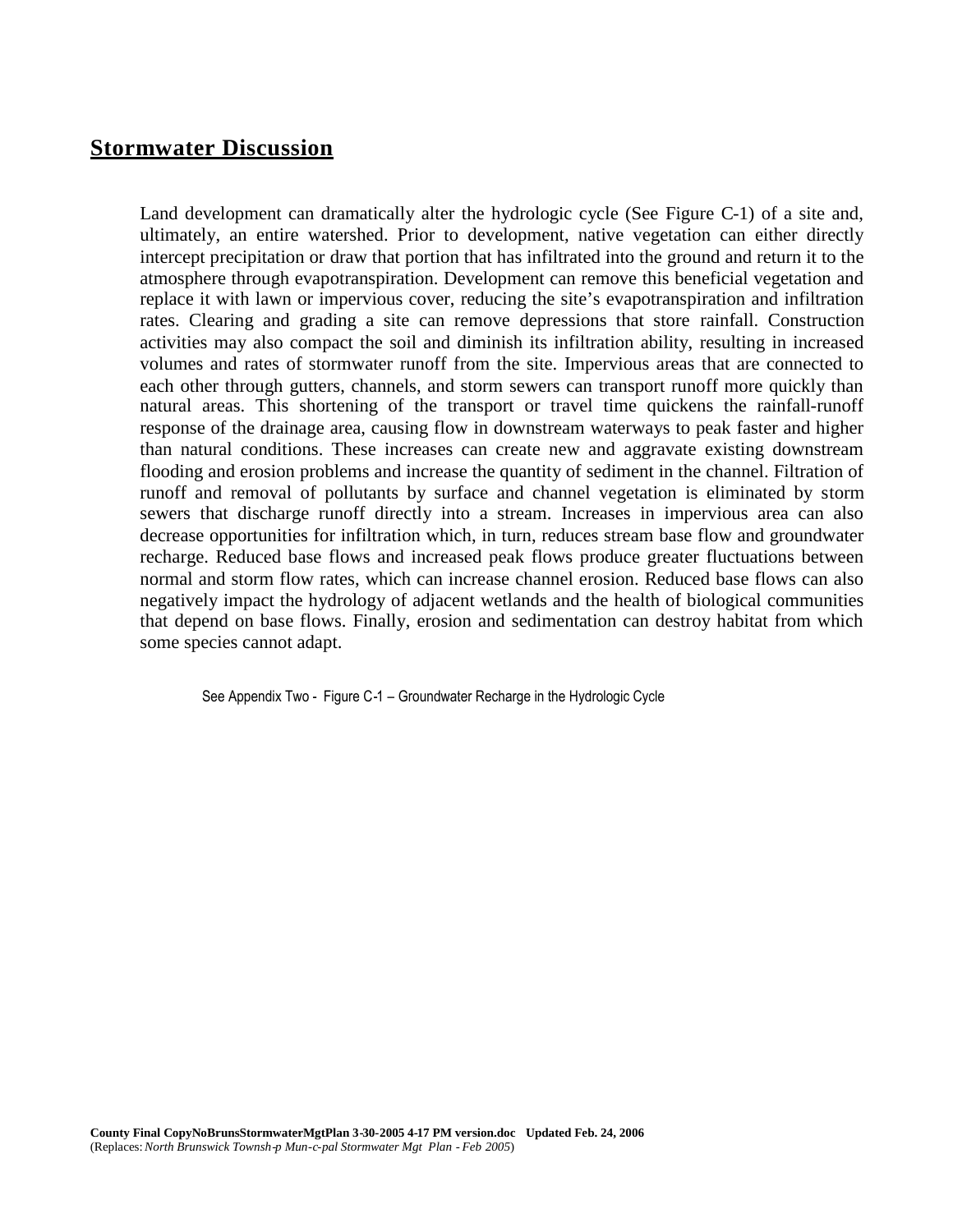## Stormwater Discussion

Land development can dramatically alter the hydrologic cycle (See Figure C-1) of a site and, ultimately, an entire watershed. Prior to development, native vegetation can either directly intercept precipitation or draw that portion that has infiltrated into the ground and return it to the atmosphere through evapotranspiration. Development can remove this beneficial vegetation and replace it with lawn or impervious cover, reducing the site's evapotranspiration and infiltration rates. Clearing and grading a site can remove depressions that store rainfall. Construction activities may also compact the soil and diminish its infiltration ability, resulting in increased volumes and rates of stormwater runoff from the site. Impervious areas that are connected to each other through gutters, channels, and storm sewers can transport runoff more quickly than natural areas. This shortening of the transport or travel time quickens the rainfall-runoff response of the drainage area, causing flow in downstream waterways to peak faster and higher than natural conditions. These increases can create new and aggravate existing downstream flooding and erosion problems and increase the quantity of sediment in the channel. Filtration of runoff and removal of pollutants by surface and channel vegetation is eliminated by storm sewers that discharge runoff directly into a stream. Increases in impervious area can also decrease opportunities for infiltration which, in turn, reduces stream base flow and groundwater recharge. Reduced base flows and increased peak flows produce greater fluctuations between normal and storm flow rates, which can increase channel erosion. Reduced base flows can also negatively impact the hydrology of adjacent wetlands and the health of biological communities that depend on base flows. Finally, erosion and sedimentation can destroy habitat from which some species cannot adapt.

See Appendix Two - Figure C-1 – Groundwater Recharge in the Hydrologic Cycle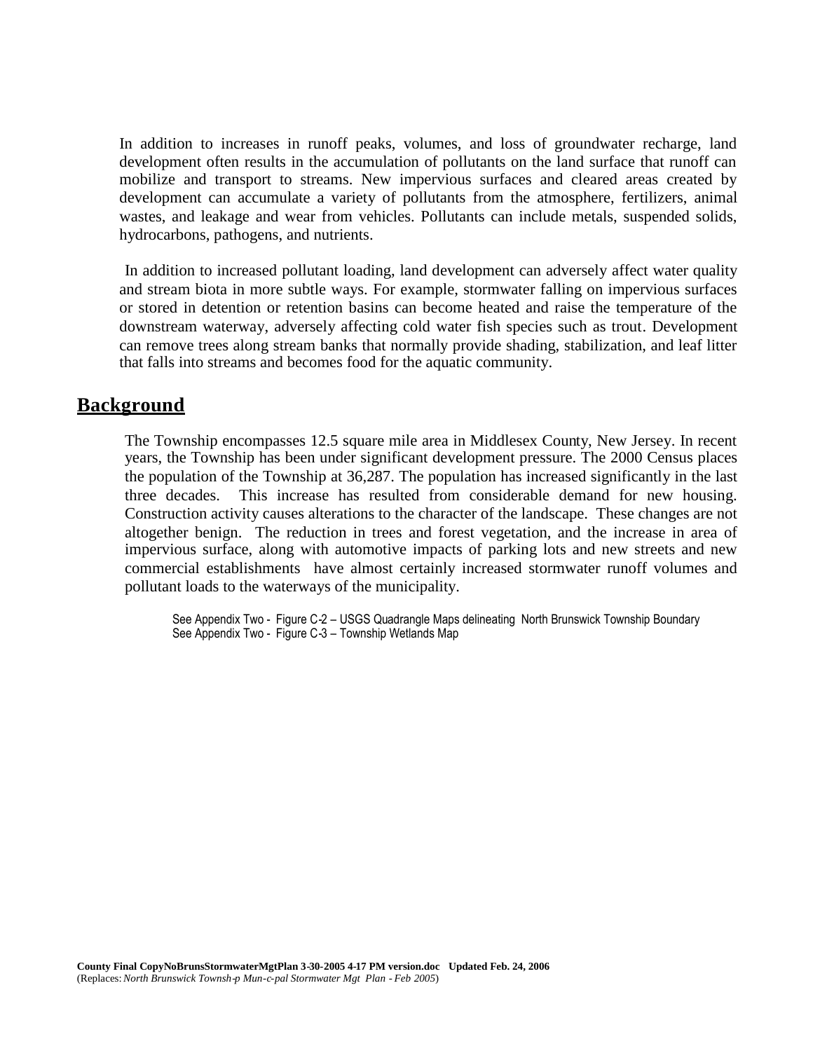In addition to increases in runoff peaks, volumes, and loss of groundwater recharge, land development often results in the accumulation of pollutants on the land surface that runoff can mobilize and transport to streams. New impervious surfaces and cleared areas created by development can accumulate a variety of pollutants from the atmosphere, fertilizers, animal wastes, and leakage and wear from vehicles. Pollutants can include metals, suspended solids, hydrocarbons, pathogens, and nutrients.

In addition to increased pollutant loading, land development can adversely affect water quality and stream biota in more subtle ways. For example, stormwater falling on impervious surfaces or stored in detention or retention basins can become heated and raise the temperature of the downstream waterway, adversely affecting cold water fish species such as trout. Development can remove trees along stream banks that normally provide shading, stabilization, and leaf litter that falls into streams and becomes food for the aquatic community.

## Background

The Township encompasses 12.5 square mile area in Middlesex County, New Jersey. In recent years, the Township has been under significant development pressure. The 2000 Census places the population of the Township at 36,287. The population has increased significantly in the last three decades. This increase has resulted from considerable demand for new housing. Construction activity causes alterations to the character of the landscape. These changes are not altogether benign. The reduction in trees and forest vegetation, and the increase in area of impervious surface, along with automotive impacts of parking lots and new streets and new commercial establishments have almost certainly increased stormwater runoff volumes and pollutant loads to the waterways of the municipality.

See Appendix Two - Figure C-2 – USGS Quadrangle Maps delineating North Brunswick Township Boundary
See Appendix Two - Figure C-3 – Township Wetlands Map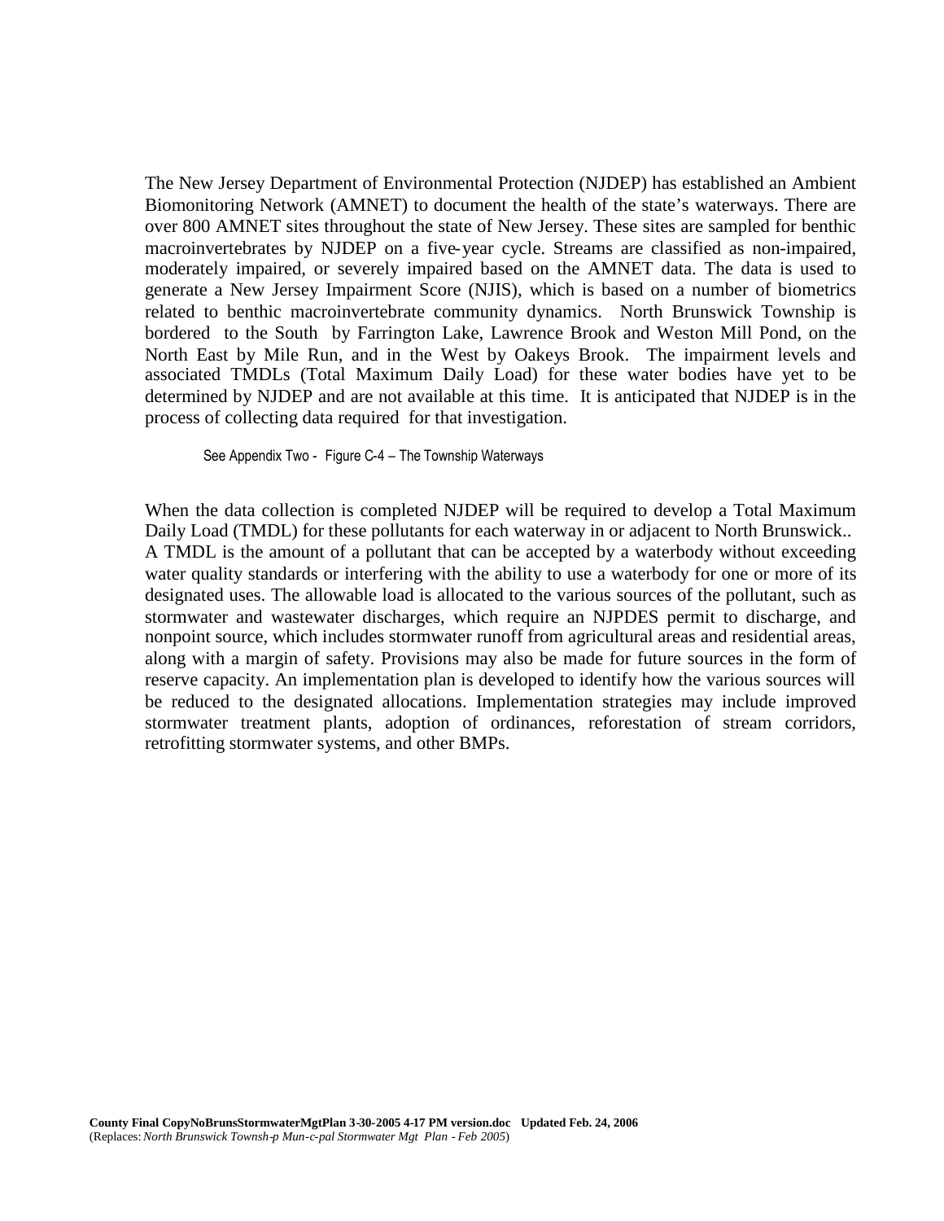The New Jersey Department of Environmental Protection (NJDEP) has established an Ambient Biomonitoring Network (AMNET) to document the health of the state's waterways. There are over 800 AMNET sites throughout the state of New Jersey. These sites are sampled for benthic macroinvertebrates by NJDEP on a five-year cycle. Streams are classified as non-impaired, moderately impaired, or severely impaired based on the AMNET data. The data is used to generate a New Jersey Impairment Score (NJIS), which is based on a number of biometrics related to benthic macroinvertebrate community dynamics. North Brunswick Township is bordered to the South by Farrington Lake, Lawrence Brook and Weston Mill Pond, on the North East by Mile Run, and in the West by Oakeys Brook. The impairment levels and associated TMDLs (Total Maximum Daily Load) for these water bodies have yet to be determined by NJDEP and are not available at this time. It is anticipated that NJDEP is in the process of collecting data required for that investigation.

See Appendix Two - Figure C-4 – The Township Waterways

When the data collection is completed NJDEP will be required to develop a Total Maximum Daily Load (TMDL) for these pollutants for each waterway in or adjacent to North Brunswick.. A TMDL is the amount of a pollutant that can be accepted by a waterbody without exceeding water quality standards or interfering with the ability to use a waterbody for one or more of its designated uses. The allowable load is allocated to the various sources of the pollutant, such as stormwater and wastewater discharges, which require an NJPDES permit to discharge, and nonpoint source, which includes stormwater runoff from agricultural areas and residential areas, along with a margin of safety. Provisions may also be made for future sources in the form of reserve capacity. An implementation plan is developed to identify how the various sources will be reduced to the designated allocations. Implementation strategies may include improved stormwater treatment plants, adoption of ordinances, reforestation of stream corridors, retrofitting stormwater systems, and other BMPs.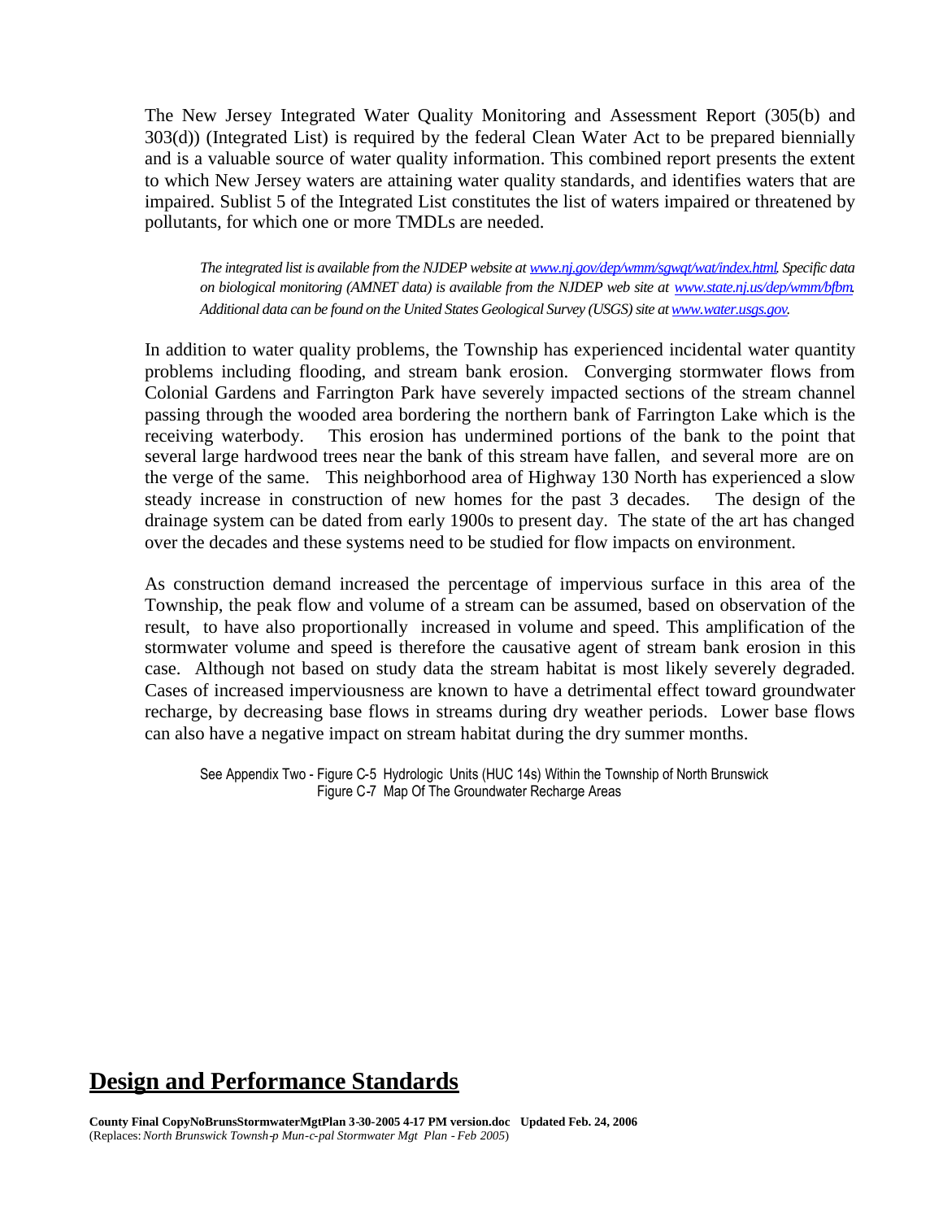The New Jersey Integrated Water Quality Monitoring and Assessment Report (305(b) and 303(d)) (Integrated List) is required by the federal Clean Water Act to be prepared biennially and is a valuable source of water quality information. This combined report presents the extent to which New Jersey waters are attaining water quality standards, and identifies waters that are impaired. Sublist 5 of the Integrated List constitutes the list of waters impaired or threatened by pollutants, for which one or more TMDLs are needed.

> *The integrated list is available from the NJDEP website at [www.nj.gov/dep/wmm/sgwqt/wat/index.html](www.nj.gov/dep/wmm/sgwqt/wat/index.html). Specific data on biological monitoring (AMNET data) is available from the NJDEP web site at [www.state.nj.us/dep/wmm/bfbm](www.state.nj.us/dep/wmm/bfbm). Additional data can be found on the United States Geological Survey (USGS) site at [www.water.usgs.gov](www.water.usgs.gov).*

In addition to water quality problems, the Township has experienced incidental water quantity problems including flooding, and stream bank erosion. Converging stormwater flows from Colonial Gardens and Farrington Park have severely impacted sections of the stream channel passing through the wooded area bordering the northern bank of Farrington Lake which is the receiving waterbody. This erosion has undermined portions of the bank to the point that several large hardwood trees near the bank of this stream have fallen, and several more are on the verge of the same. This neighborhood area of Highway 130 North has experienced a slow steady increase in construction of new homes for the past 3 decades. The design of the drainage system can be dated from early 1900s to present day. The state of the art has changed over the decades and these systems need to be studied for flow impacts on environment.

As construction demand increased the percentage of impervious surface in this area of the Township, the peak flow and volume of a stream can be assumed, based on observation of the result, to have also proportionally increased in volume and speed. This amplification of the stormwater volume and speed is therefore the causative agent of stream bank erosion in this case. Although not based on study data the stream habitat is most likely severely degraded. Cases of increased imperviousness are known to have a detrimental effect toward groundwater recharge, by decreasing base flows in streams during dry weather periods. Lower base flows can also have a negative impact on stream habitat during the dry summer months.

> See Appendix Two - Figure C-5 Hydrologic Units (HUC 14s) Within the Township of North Brunswick
> Figure C-7 Map Of The Groundwater Recharge Areas

## Design and Performance Standards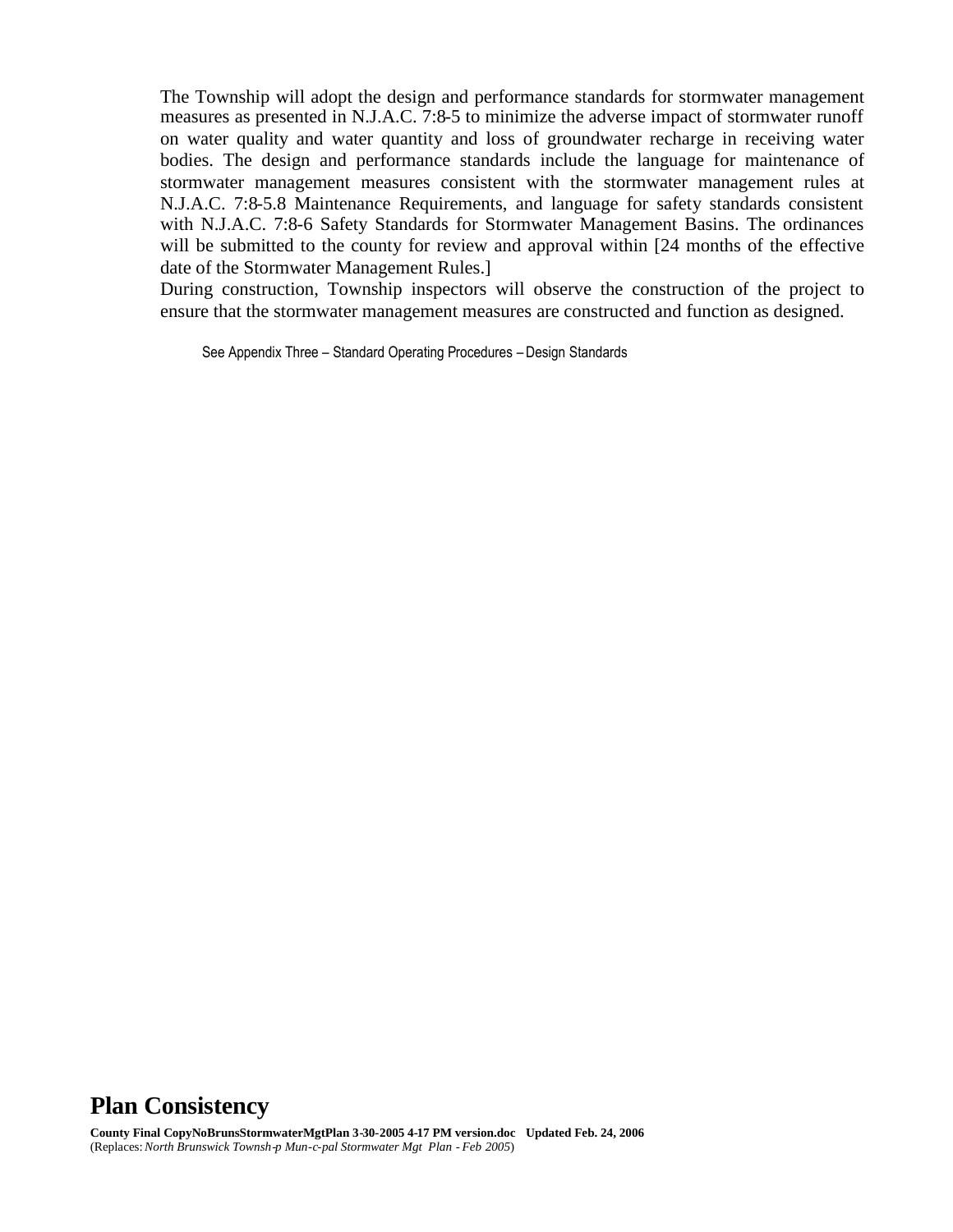The Township will adopt the design and performance standards for stormwater management measures as presented in N.J.A.C. 7:8-5 to minimize the adverse impact of stormwater runoff on water quality and water quantity and loss of groundwater recharge in receiving water bodies. The design and performance standards include the language for maintenance of stormwater management measures consistent with the stormwater management rules at N.J.A.C. 7:8-5.8 Maintenance Requirements, and language for safety standards consistent with N.J.A.C. 7:8-6 Safety Standards for Stormwater Management Basins. The ordinances will be submitted to the county for review and approval within [24 months of the effective date of the Stormwater Management Rules.]

During construction, Township inspectors will observe the construction of the project to ensure that the stormwater management measures are constructed and function as designed.

See Appendix Three – Standard Operating Procedures – Design Standards

## Plan Consistency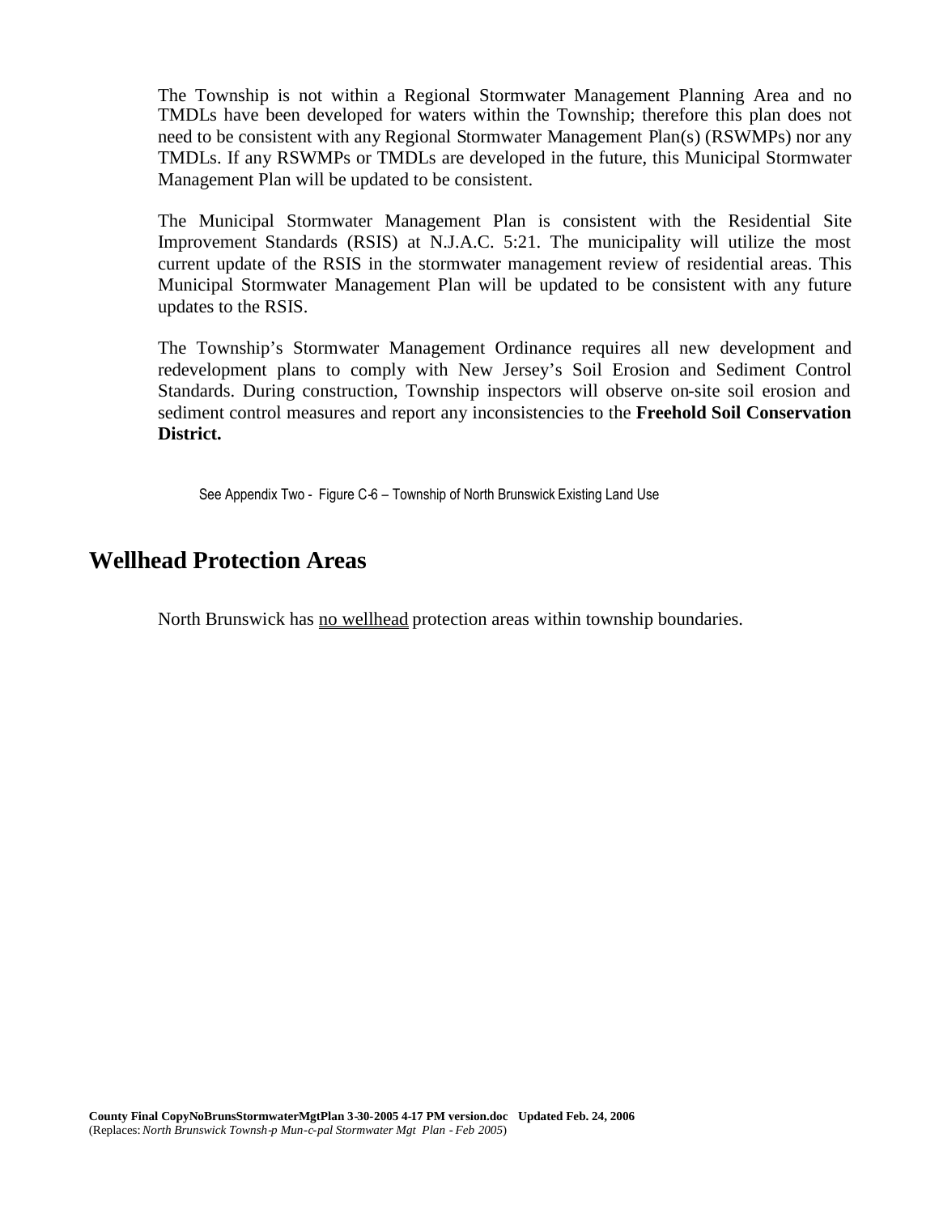The Township is not within a Regional Stormwater Management Planning Area and no TMDLs have been developed for waters within the Township; therefore this plan does not need to be consistent with any Regional Stormwater Management Plan(s) (RSWMPs) nor any TMDLs. If any RSWMPs or TMDLs are developed in the future, this Municipal Stormwater Management Plan will be updated to be consistent.

The Municipal Stormwater Management Plan is consistent with the Residential Site Improvement Standards (RSIS) at N.J.A.C. 5:21. The municipality will utilize the most current update of the RSIS in the stormwater management review of residential areas. This Municipal Stormwater Management Plan will be updated to be consistent with any future updates to the RSIS.

The Township's Stormwater Management Ordinance requires all new development and redevelopment plans to comply with New Jersey's Soil Erosion and Sediment Control Standards. During construction, Township inspectors will observe on-site soil erosion and sediment control measures and report any inconsistencies to the **Freehold Soil Conservation District.**

See Appendix Two - Figure C-6 – Township of North Brunswick Existing Land Use

## Wellhead Protection Areas

North Brunswick has no wellhead protection areas within township boundaries.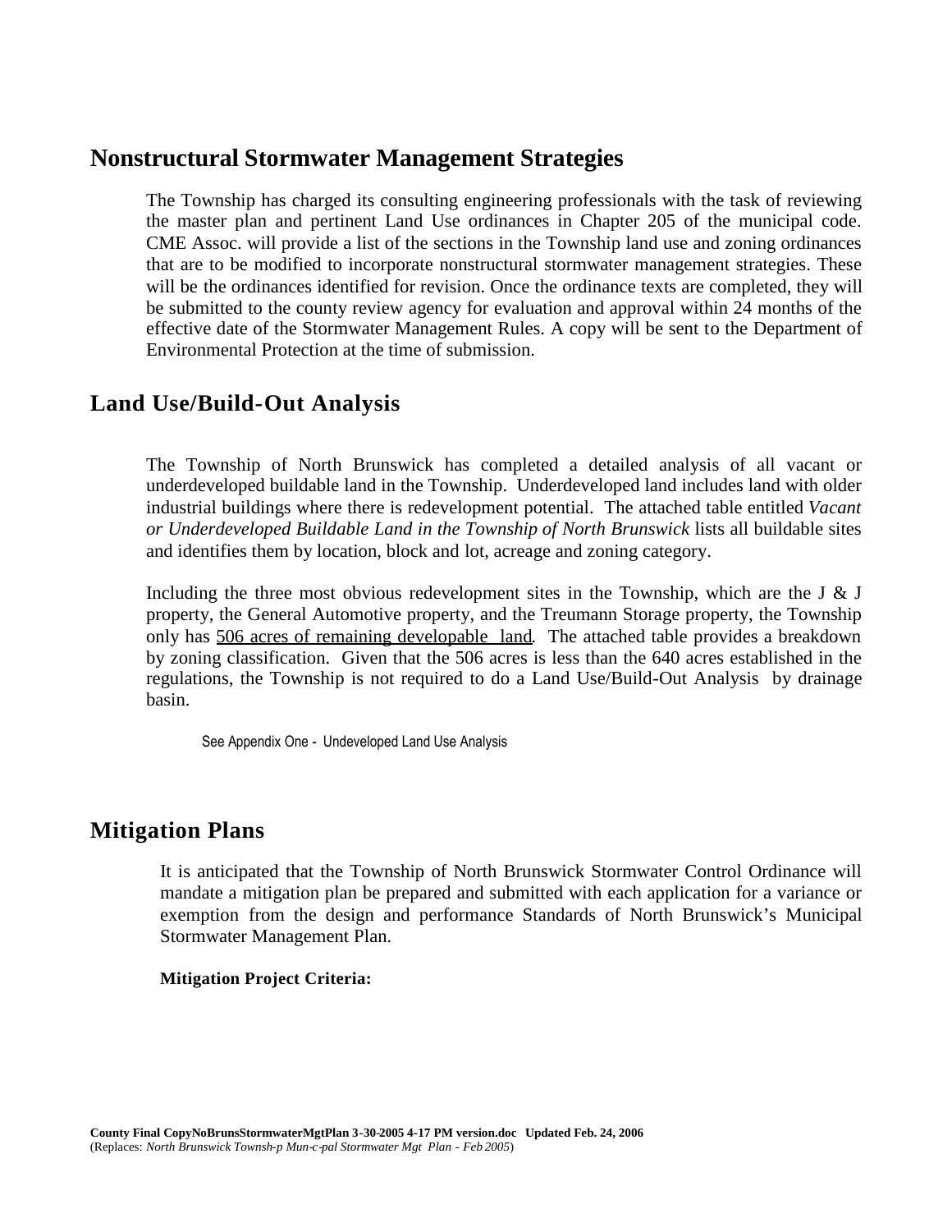## Nonstructural Stormwater Management Strategies

The Township has charged its consulting engineering professionals with the task of reviewing the master plan and pertinent Land Use ordinances in Chapter 205 of the municipal code. CME Assoc. will provide a list of the sections in the Township land use and zoning ordinances that are to be modified to incorporate nonstructural stormwater management strategies. These will be the ordinances identified for revision. Once the ordinance texts are completed, they will be submitted to the county review agency for evaluation and approval within 24 months of the effective date of the Stormwater Management Rules. A copy will be sent to the Department of Environmental Protection at the time of submission.

## Land Use/Build-Out Analysis

The Township of North Brunswick has completed a detailed analysis of all vacant or underdeveloped buildable land in the Township. Underdeveloped land includes land with older industrial buildings where there is redevelopment potential. The attached table entitled *Vacant or Underdeveloped Buildable Land in the Township of North Brunswick* lists all buildable sites and identifies them by location, block and lot, acreage and zoning category.

Including the three most obvious redevelopment sites in the Township, which are the J & J property, the General Automotive property, and the Treumann Storage property, the Township only has <u>506 acres of remaining developable land</u>. The attached table provides a breakdown by zoning classification. Given that the 506 acres is less than the 640 acres established in the regulations, the Township is not required to do a Land Use/Build-Out Analysis by drainage basin.

See Appendix One - Undeveloped Land Use Analysis

## Mitigation Plans

It is anticipated that the Township of North Brunswick Stormwater Control Ordinance will mandate a mitigation plan be prepared and submitted with each application for a variance or exemption from the design and performance Standards of North Brunswick's Municipal Stormwater Management Plan.

**Mitigation Project Criteria:**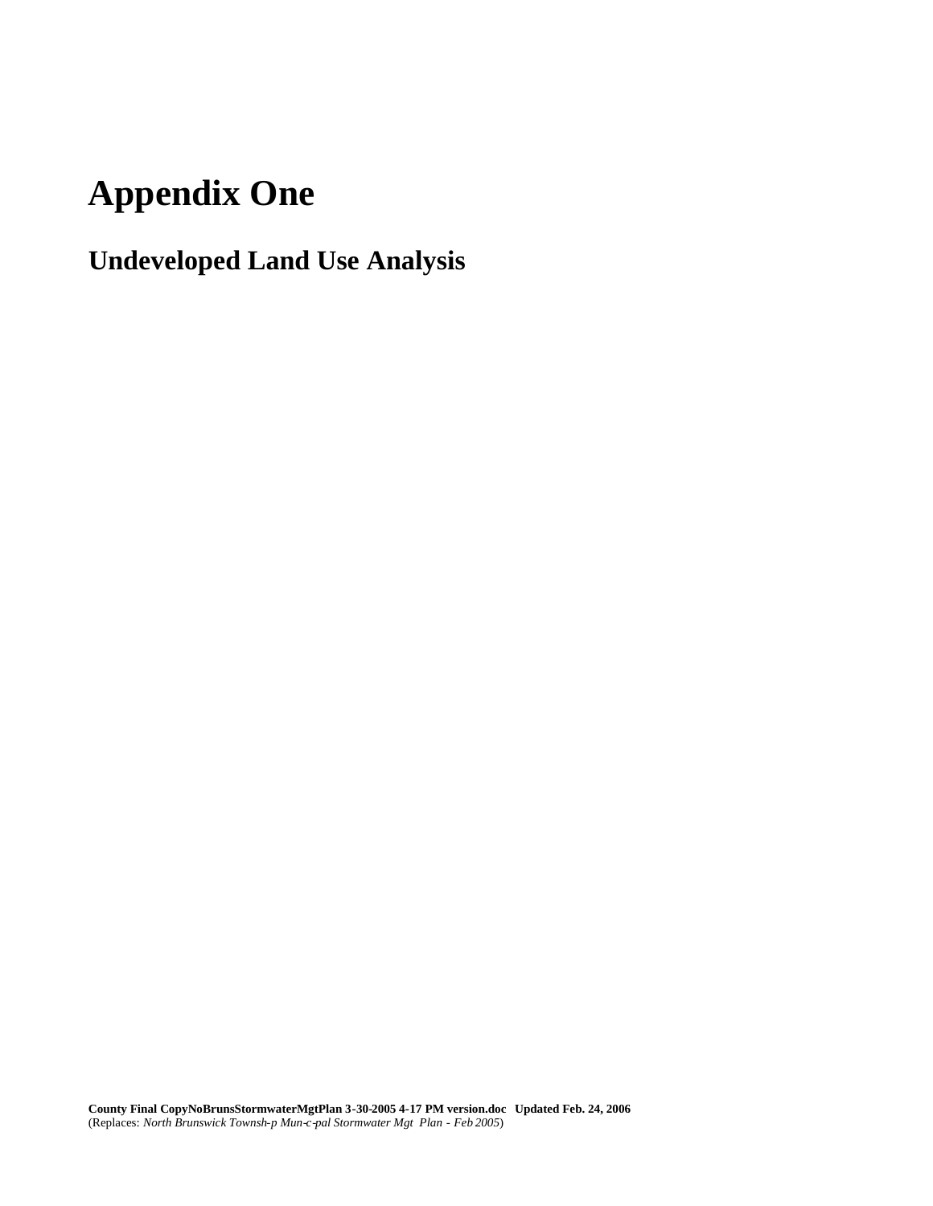# Appendix One

## Undeveloped Land Use Analysis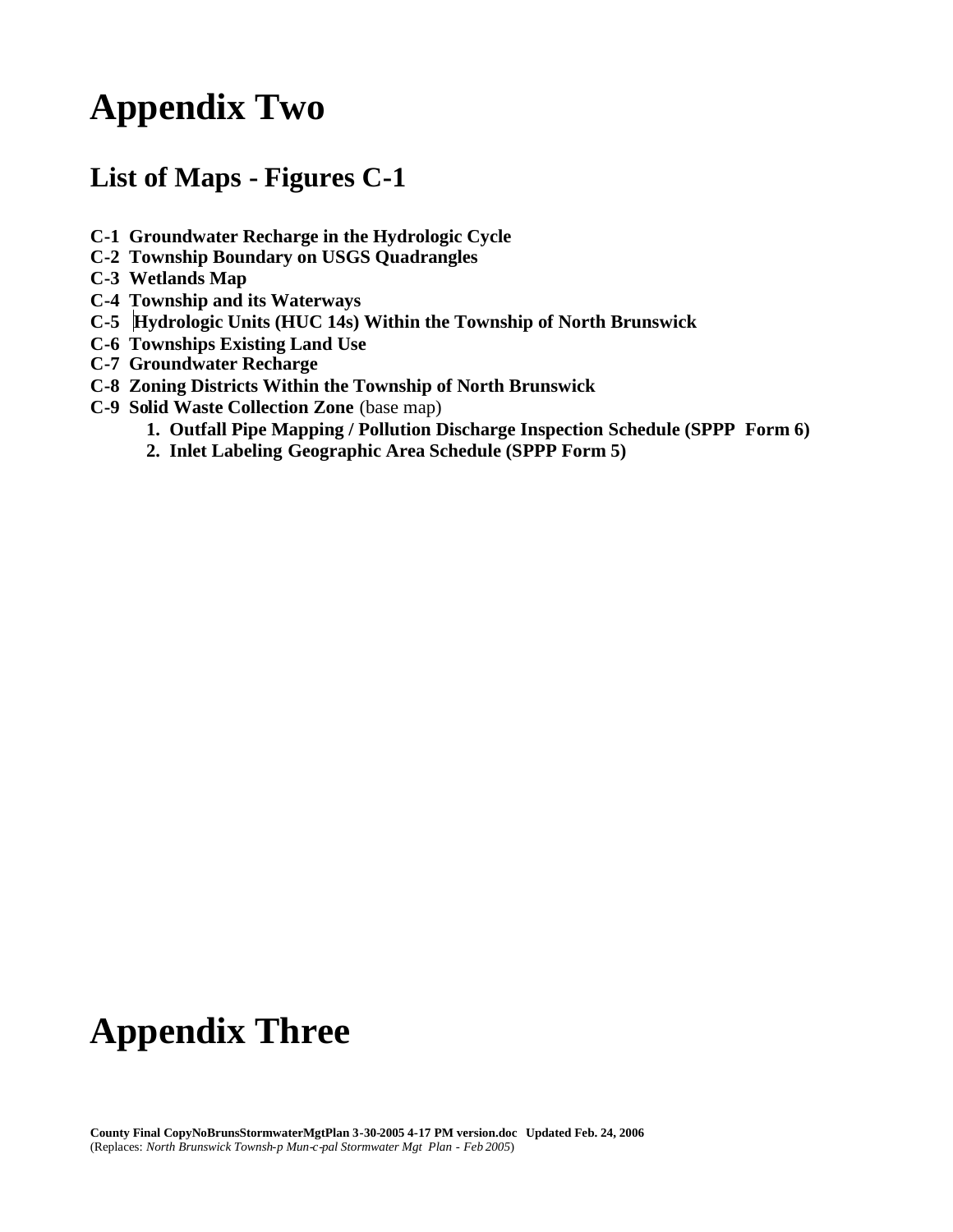# Appendix Two

## List of Maps - Figures C-1

**C-1 Groundwater Recharge in the Hydrologic Cycle**
**C-2 Township Boundary on USGS Quadrangles**
**C-3 Wetlands Map**
**C-4 Township and its Waterways**
**C-5 Hydrologic Units (HUC 14s) Within the Township of North Brunswick**
**C-6 Townships Existing Land Use**
**C-7 Groundwater Recharge**
**C-8 Zoning Districts Within the Township of North Brunswick**
**C-9 Solid Waste Collection Zone** (base map)

1. **Outfall Pipe Mapping / Pollution Discharge Inspection Schedule (SPPP Form 6)**
2. **Inlet Labeling Geographic Area Schedule (SPPP Form 5)**

# Appendix Three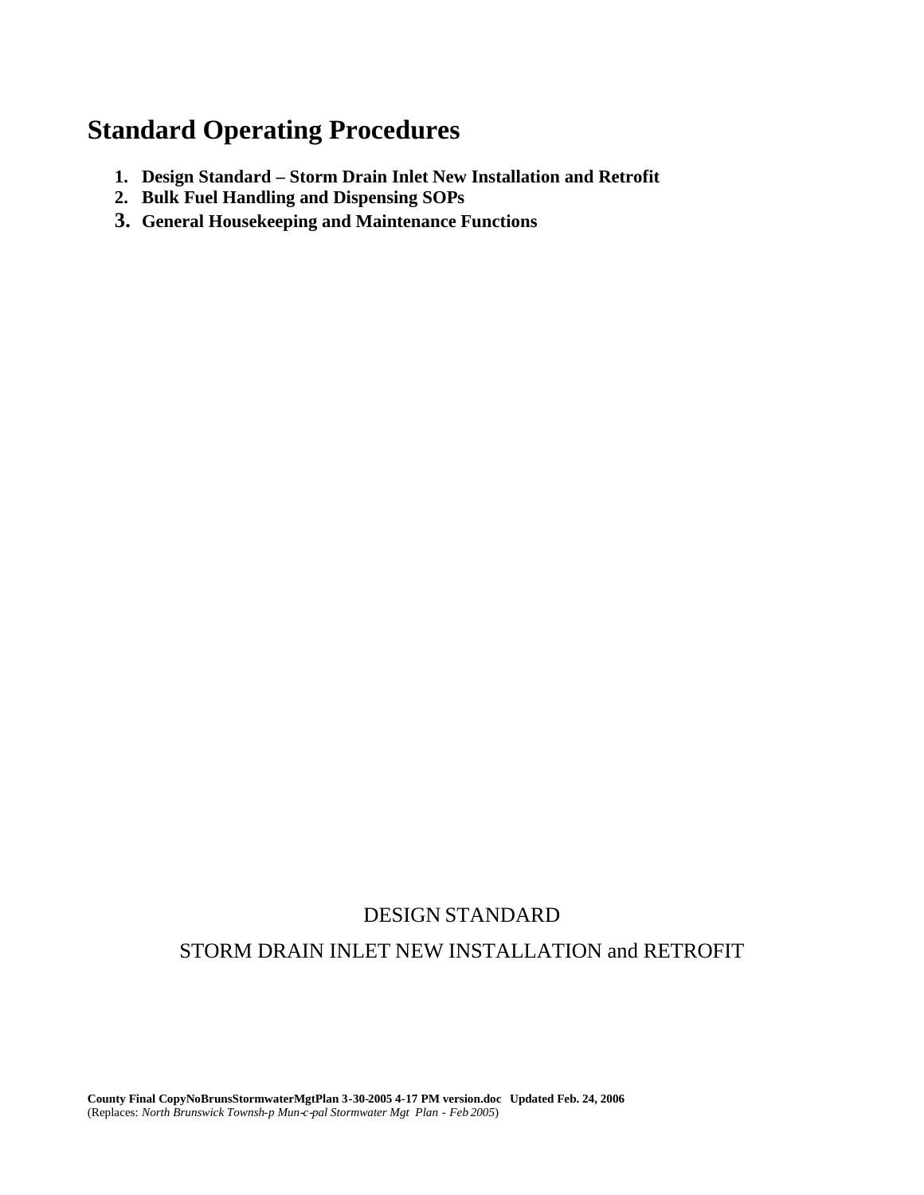# Standard Operating Procedures

1. **Design Standard – Storm Drain Inlet New Installation and Retrofit**
2. **Bulk Fuel Handling and Dispensing SOPs**
3. **General Housekeeping and Maintenance Functions**

DESIGN STANDARD

STORM DRAIN INLET NEW INSTALLATION and RETROFIT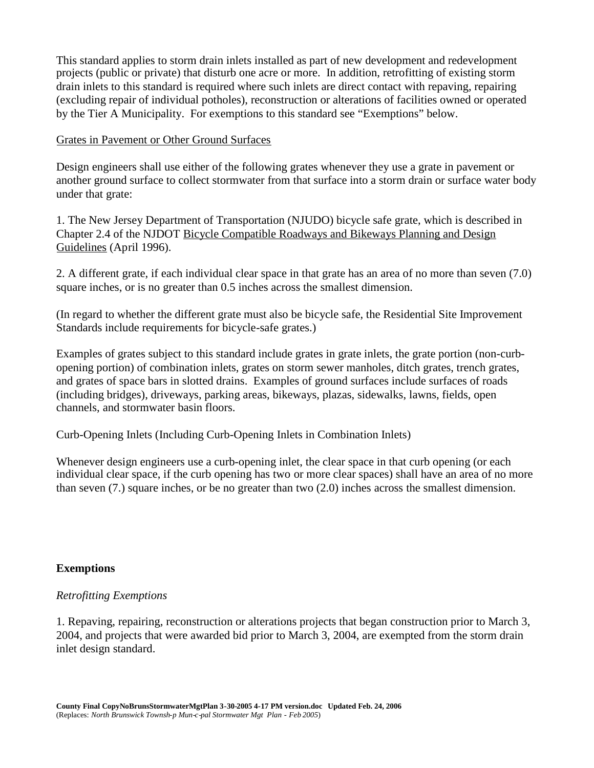This standard applies to storm drain inlets installed as part of new development and redevelopment projects (public or private) that disturb one acre or more. In addition, retrofitting of existing storm drain inlets to this standard is required where such inlets are direct contact with repaving, repairing (excluding repair of individual potholes), reconstruction or alterations of facilities owned or operated by the Tier A Municipality. For exemptions to this standard see "Exemptions" below.

Grates in Pavement or Other Ground Surfaces

Design engineers shall use either of the following grates whenever they use a grate in pavement or another ground surface to collect stormwater from that surface into a storm drain or surface water body under that grate:

1. The New Jersey Department of Transportation (NJUDO) bicycle safe grate, which is described in Chapter 2.4 of the NJDOT Bicycle Compatible Roadways and Bikeways Planning and Design Guidelines (April 1996).

2. A different grate, if each individual clear space in that grate has an area of no more than seven (7.0) square inches, or is no greater than 0.5 inches across the smallest dimension.

(In regard to whether the different grate must also be bicycle safe, the Residential Site Improvement Standards include requirements for bicycle-safe grates.)

Examples of grates subject to this standard include grates in grate inlets, the grate portion (non-curb-opening portion) of combination inlets, grates on storm sewer manholes, ditch grates, trench grates, and grates of space bars in slotted drains. Examples of ground surfaces include surfaces of roads (including bridges), driveways, parking areas, bikeways, plazas, sidewalks, lawns, fields, open channels, and stormwater basin floors.

Curb-Opening Inlets (Including Curb-Opening Inlets in Combination Inlets)

Whenever design engineers use a curb-opening inlet, the clear space in that curb opening (or each individual clear space, if the curb opening has two or more clear spaces) shall have an area of no more than seven (7.) square inches, or be no greater than two (2.0) inches across the smallest dimension.

**Exemptions**

*Retrofitting Exemptions*

1. Repaving, repairing, reconstruction or alterations projects that began construction prior to March 3, 2004, and projects that were awarded bid prior to March 3, 2004, are exempted from the storm drain inlet design standard.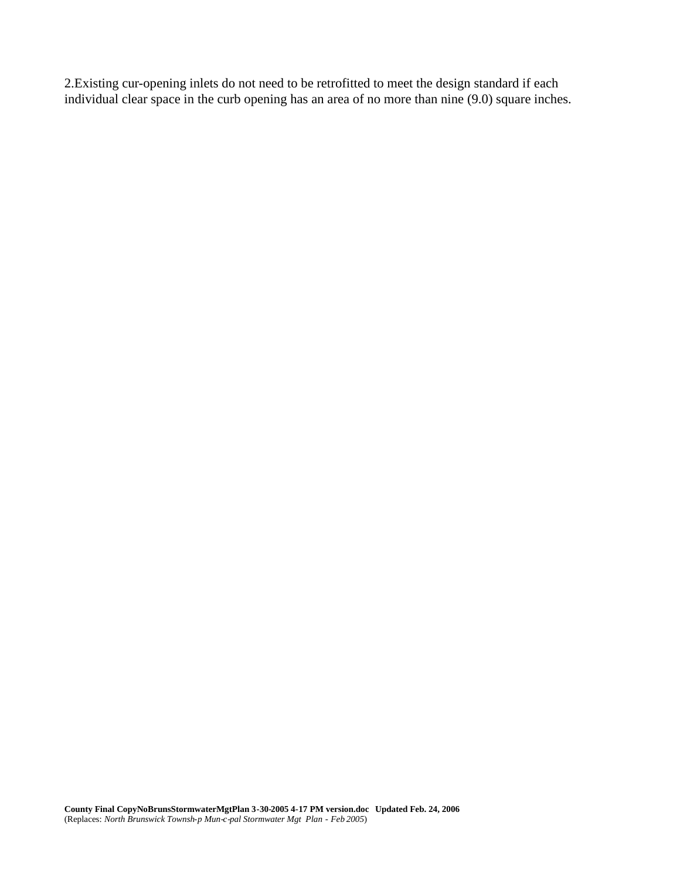2.Existing cur-opening inlets do not need to be retrofitted to meet the design standard if each individual clear space in the curb opening has an area of no more than nine (9.0) square inches.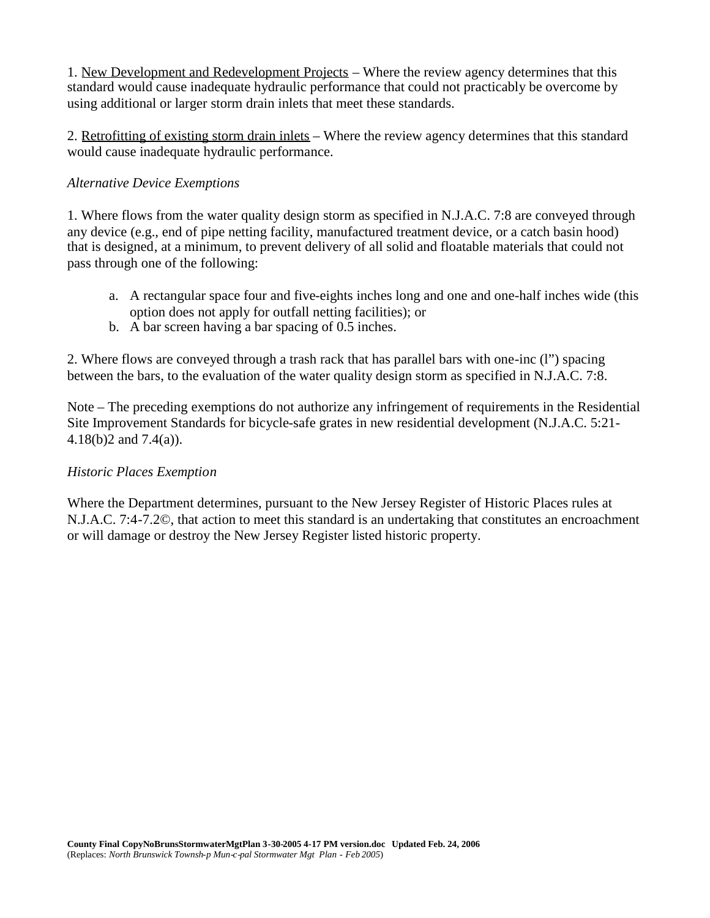1. <u>New Development and Redevelopment Projects</u> – Where the review agency determines that this standard would cause inadequate hydraulic performance that could not practicably be overcome by using additional or larger storm drain inlets that meet these standards.

2. <u>Retrofitting of existing storm drain inlets</u> – Where the review agency determines that this standard would cause inadequate hydraulic performance.

*Alternative Device Exemptions*

1. Where flows from the water quality design storm as specified in N.J.A.C. 7:8 are conveyed through any device (e.g., end of pipe netting facility, manufactured treatment device, or a catch basin hood) that is designed, at a minimum, to prevent delivery of all solid and floatable materials that could not pass through one of the following:

   a. A rectangular space four and five-eights inches long and one and one-half inches wide (this option does not apply for outfall netting facilities); or
   b. A bar screen having a bar spacing of 0.5 inches.

2. Where flows are conveyed through a trash rack that has parallel bars with one-inc (l") spacing between the bars, to the evaluation of the water quality design storm as specified in N.J.A.C. 7:8.

Note – The preceding exemptions do not authorize any infringement of requirements in the Residential Site Improvement Standards for bicycle-safe grates in new residential development (N.J.A.C. 5:21-4.18(b)2 and 7.4(a)).

*Historic Places Exemption*

Where the Department determines, pursuant to the New Jersey Register of Historic Places rules at N.J.A.C. 7:4-7.2©, that action to meet this standard is an undertaking that constitutes an encroachment or will damage or destroy the New Jersey Register listed historic property.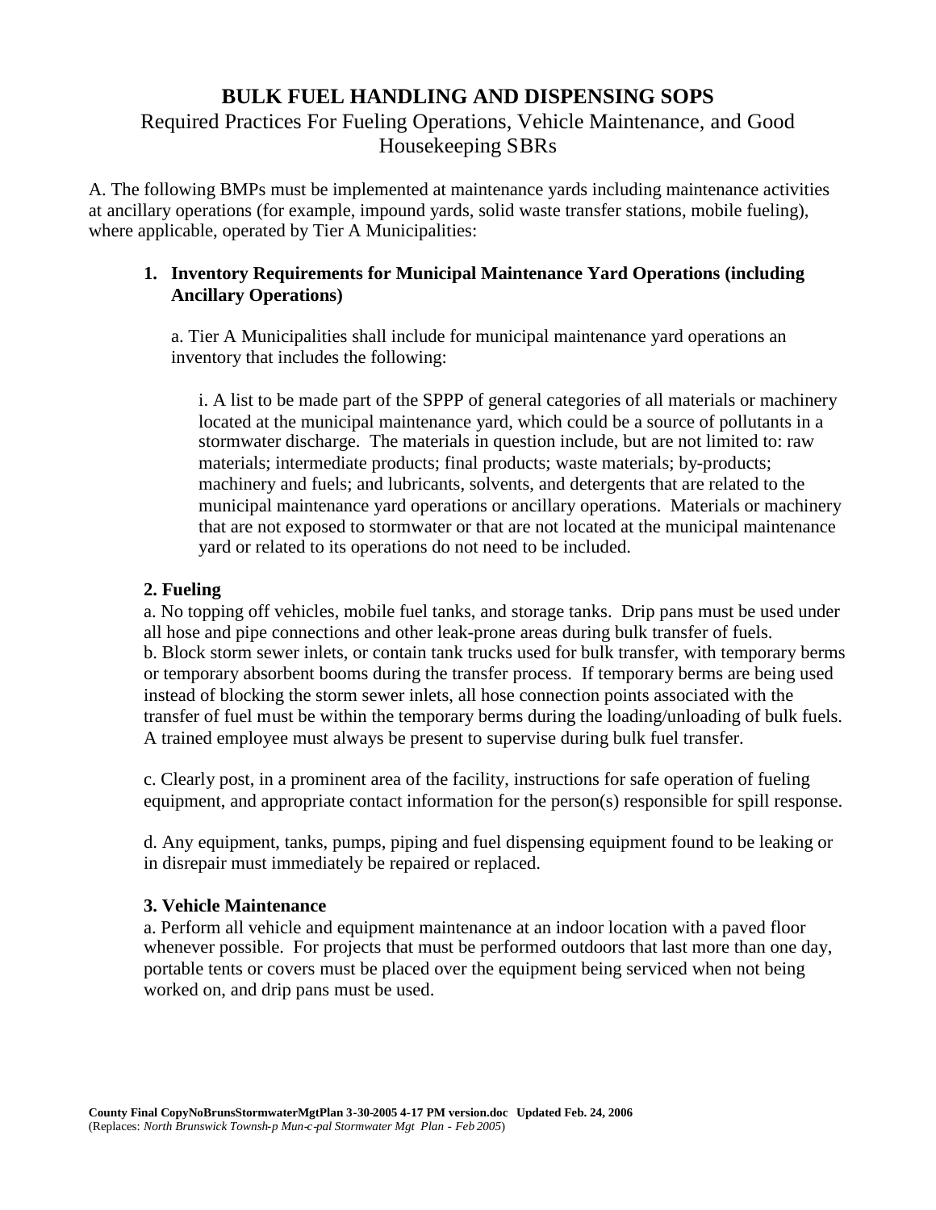# BULK FUEL HANDLING AND DISPENSING SOPS

Required Practices For Fueling Operations, Vehicle Maintenance, and Good Housekeeping SBRs

A. The following BMPs must be implemented at maintenance yards including maintenance activities at ancillary operations (for example, impound yards, solid waste transfer stations, mobile fueling), where applicable, operated by Tier A Municipalities:

1. **Inventory Requirements for Municipal Maintenance Yard Operations (including Ancillary Operations)**

   a. Tier A Municipalities shall include for municipal maintenance yard operations an inventory that includes the following:

      i. A list to be made part of the SPPP of general categories of all materials or machinery located at the municipal maintenance yard, which could be a source of pollutants in a stormwater discharge. The materials in question include, but are not limited to: raw materials; intermediate products; final products; waste materials; by-products; machinery and fuels; and lubricants, solvents, and detergents that are related to the municipal maintenance yard operations or ancillary operations. Materials or machinery that are not exposed to stormwater or that are not located at the municipal maintenance yard or related to its operations do not need to be included.

**2. Fueling**

a. No topping off vehicles, mobile fuel tanks, and storage tanks. Drip pans must be used under all hose and pipe connections and other leak-prone areas during bulk transfer of fuels.
b. Block storm sewer inlets, or contain tank trucks used for bulk transfer, with temporary berms or temporary absorbent booms during the transfer process. If temporary berms are being used instead of blocking the storm sewer inlets, all hose connection points associated with the transfer of fuel must be within the temporary berms during the loading/unloading of bulk fuels. A trained employee must always be present to supervise during bulk fuel transfer.

c. Clearly post, in a prominent area of the facility, instructions for safe operation of fueling equipment, and appropriate contact information for the person(s) responsible for spill response.

d. Any equipment, tanks, pumps, piping and fuel dispensing equipment found to be leaking or in disrepair must immediately be repaired or replaced.

**3. Vehicle Maintenance**

a. Perform all vehicle and equipment maintenance at an indoor location with a paved floor whenever possible. For projects that must be performed outdoors that last more than one day, portable tents or covers must be placed over the equipment being serviced when not being worked on, and drip pans must be used.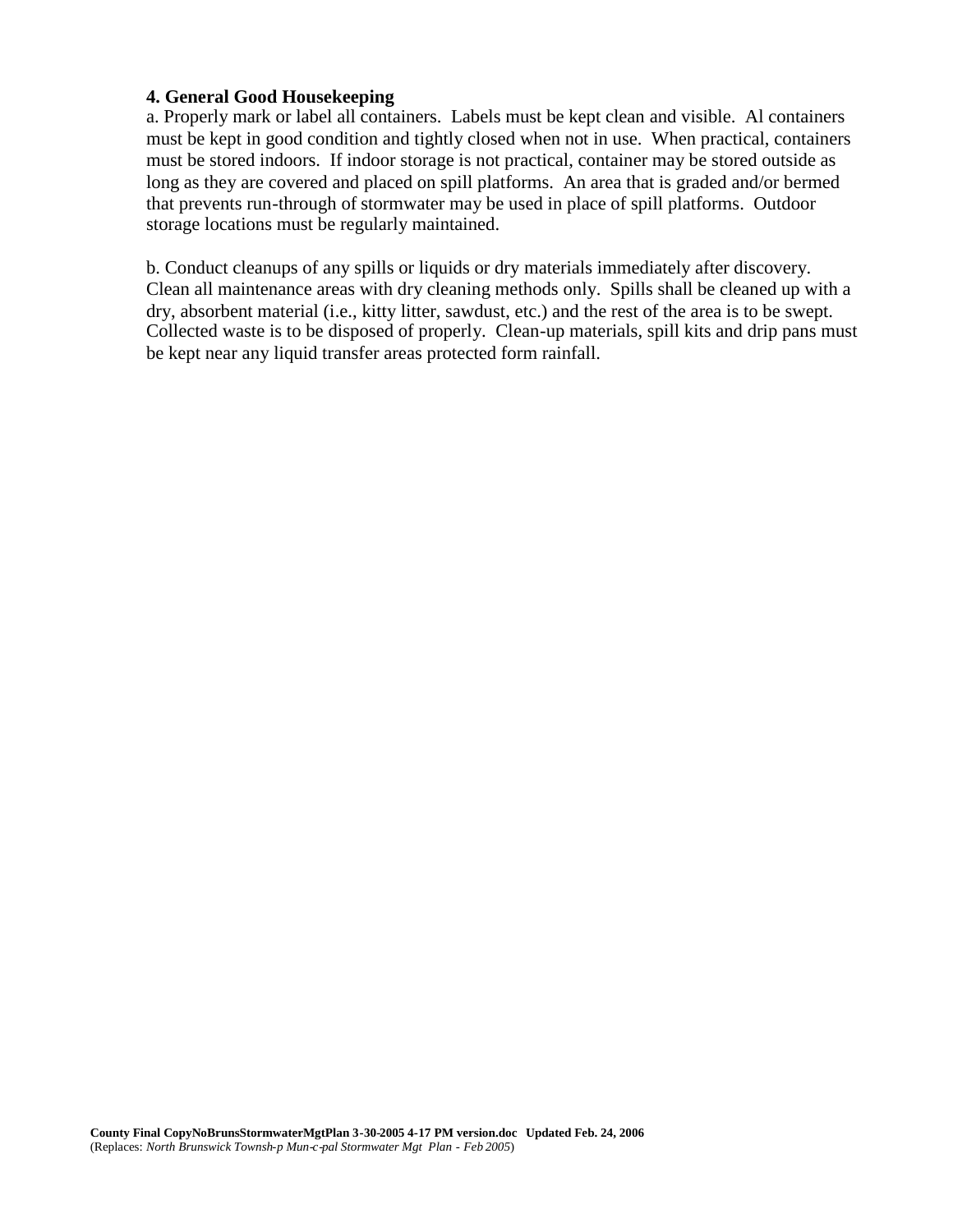**4. General Good Housekeeping**

a. Properly mark or label all containers. Labels must be kept clean and visible. Al containers must be kept in good condition and tightly closed when not in use. When practical, containers must be stored indoors. If indoor storage is not practical, container may be stored outside as long as they are covered and placed on spill platforms. An area that is graded and/or bermed that prevents run-through of stormwater may be used in place of spill platforms. Outdoor storage locations must be regularly maintained.

b. Conduct cleanups of any spills or liquids or dry materials immediately after discovery. Clean all maintenance areas with dry cleaning methods only. Spills shall be cleaned up with a dry, absorbent material (i.e., kitty litter, sawdust, etc.) and the rest of the area is to be swept. Collected waste is to be disposed of properly. Clean-up materials, spill kits and drip pans must be kept near any liquid transfer areas protected form rainfall.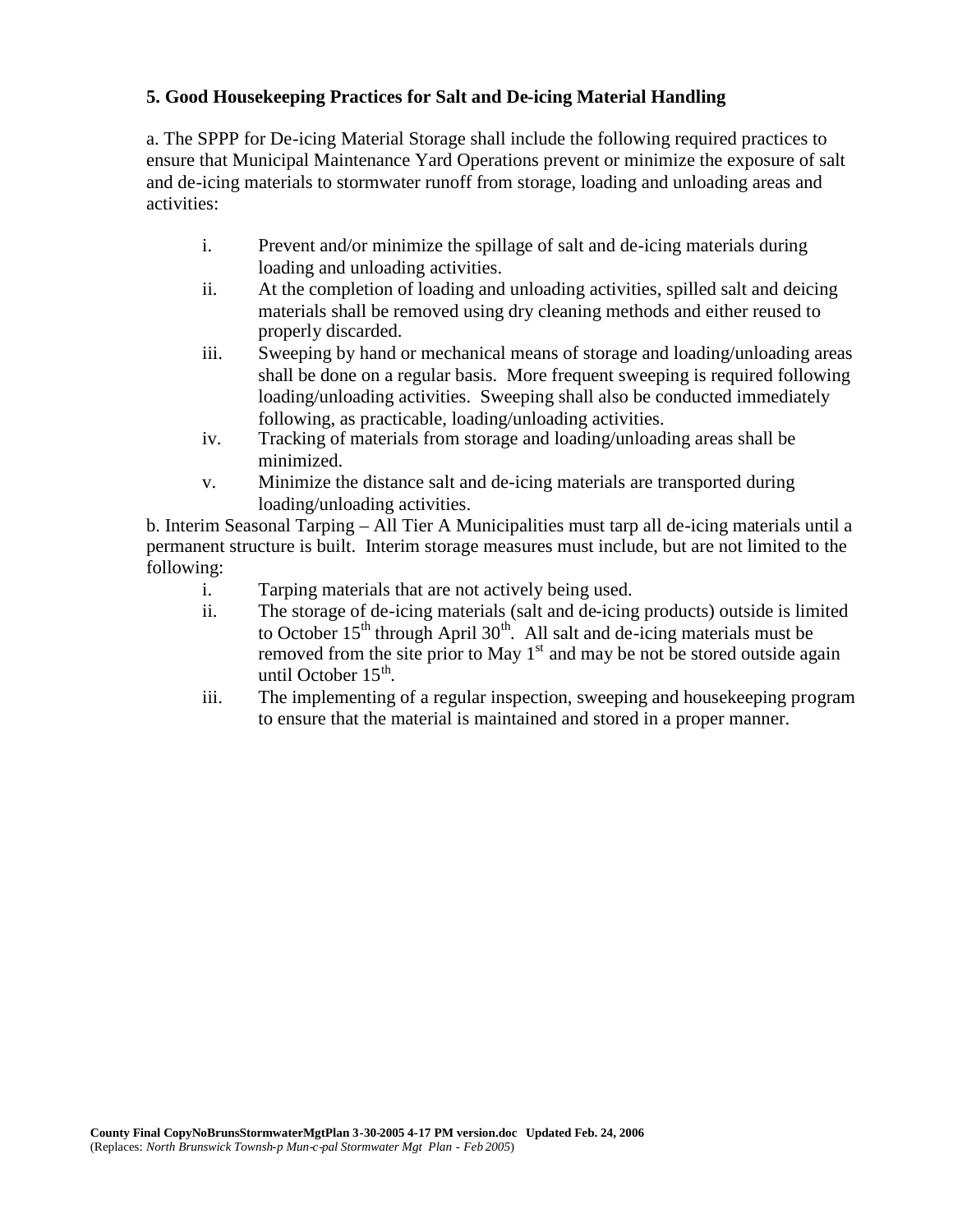**5. Good Housekeeping Practices for Salt and De-icing Material Handling**

a. The SPPP for De-icing Material Storage shall include the following required practices to ensure that Municipal Maintenance Yard Operations prevent or minimize the exposure of salt and de-icing materials to stormwater runoff from storage, loading and unloading areas and activities:

i. Prevent and/or minimize the spillage of salt and de-icing materials during loading and unloading activities.

ii. At the completion of loading and unloading activities, spilled salt and deicing materials shall be removed using dry cleaning methods and either reused to properly discarded.

iii. Sweeping by hand or mechanical means of storage and loading/unloading areas shall be done on a regular basis. More frequent sweeping is required following loading/unloading activities. Sweeping shall also be conducted immediately following, as practicable, loading/unloading activities.

iv. Tracking of materials from storage and loading/unloading areas shall be minimized.

v. Minimize the distance salt and de-icing materials are transported during loading/unloading activities.

b. Interim Seasonal Tarping – All Tier A Municipalities must tarp all de-icing materials until a permanent structure is built. Interim storage measures must include, but are not limited to the following:

i. Tarping materials that are not actively being used.

ii. The storage of de-icing materials (salt and de-icing products) outside is limited to October 15th through April 30th. All salt and de-icing materials must be removed from the site prior to May 1st and may be not be stored outside again until October 15th.

iii. The implementing of a regular inspection, sweeping and housekeeping program to ensure that the material is maintained and stored in a proper manner.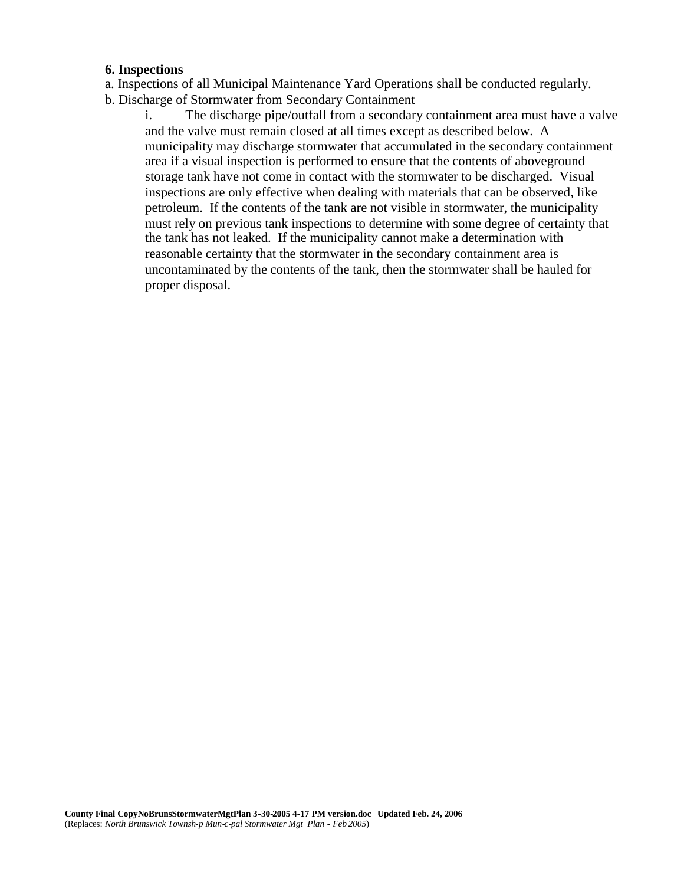**6. Inspections**

a. Inspections of all Municipal Maintenance Yard Operations shall be conducted regularly.

b. Discharge of Stormwater from Secondary Containment

i. The discharge pipe/outfall from a secondary containment area must have a valve and the valve must remain closed at all times except as described below. A municipality may discharge stormwater that accumulated in the secondary containment area if a visual inspection is performed to ensure that the contents of aboveground storage tank have not come in contact with the stormwater to be discharged. Visual inspections are only effective when dealing with materials that can be observed, like petroleum. If the contents of the tank are not visible in stormwater, the municipality must rely on previous tank inspections to determine with some degree of certainty that the tank has not leaked. If the municipality cannot make a determination with reasonable certainty that the stormwater in the secondary containment area is uncontaminated by the contents of the tank, then the stormwater shall be hauled for proper disposal.